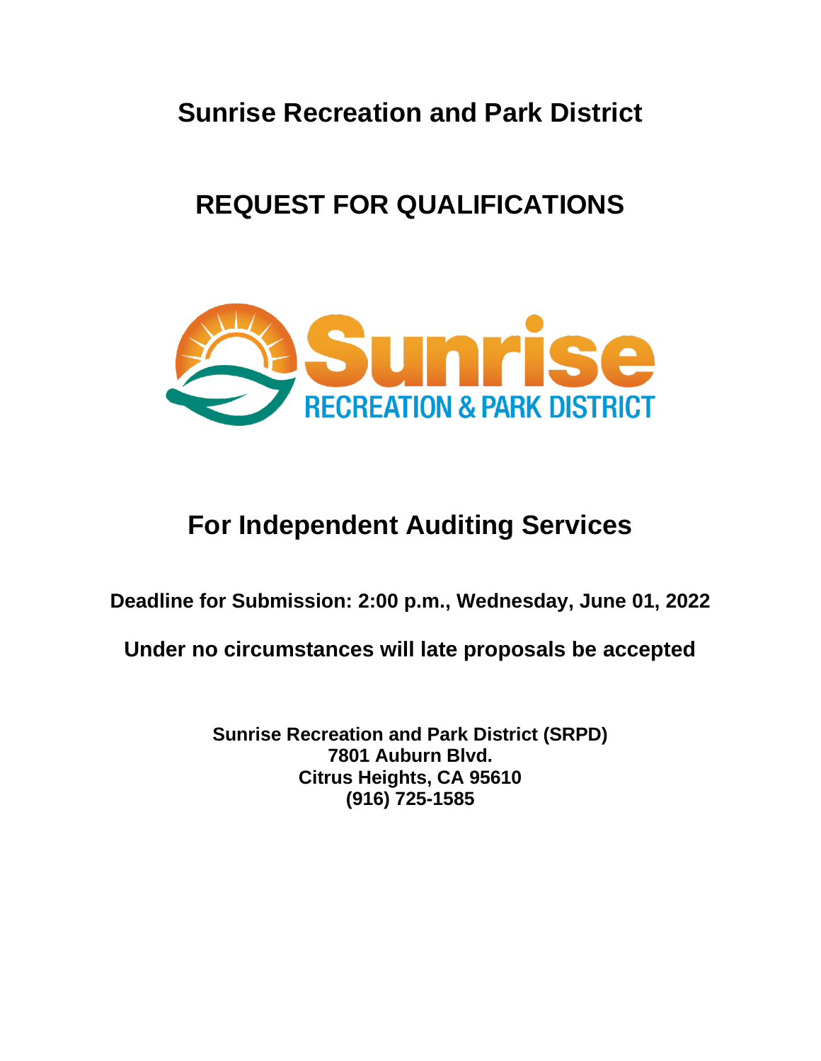# Sunrise Recreation and Park District

# REQUEST FOR QUALIFICATIONS

## For Independent Auditing Services

**Deadline for Submission: 2:00 p.m., Wednesday, June 01, 2022**

**Under no circumstances will late proposals be accepted**

**Sunrise Recreation and Park District (SRPD)**
**7801 Auburn Blvd.**
**Citrus Heights, CA 95610**
**(916) 725-1585**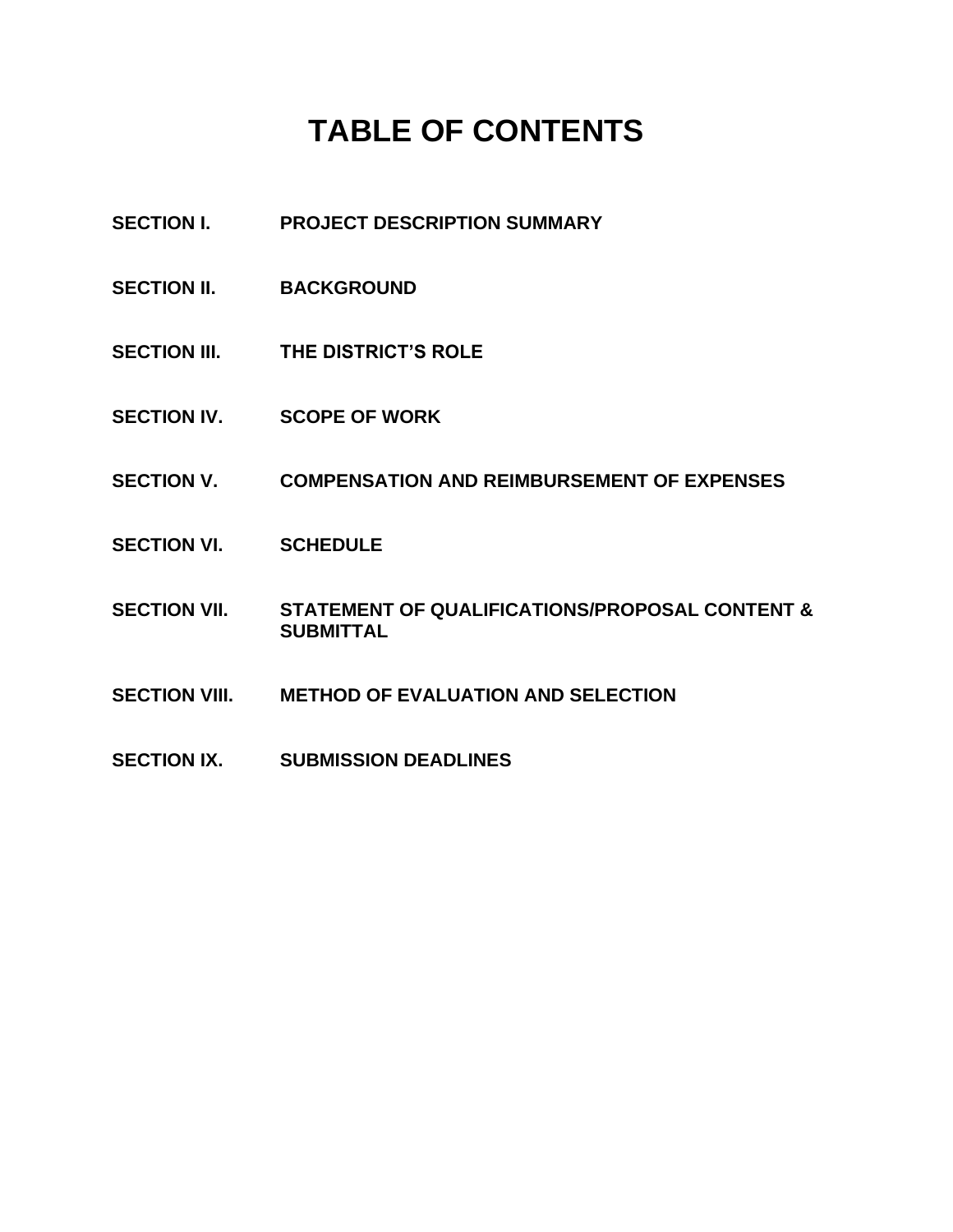# TABLE OF CONTENTS

**SECTION I.** **PROJECT DESCRIPTION SUMMARY**

**SECTION II.** **BACKGROUND**

**SECTION III.** **THE DISTRICT'S ROLE**

**SECTION IV.** **SCOPE OF WORK**

**SECTION V.** **COMPENSATION AND REIMBURSEMENT OF EXPENSES**

**SECTION VI.** **SCHEDULE**

**SECTION VII.** **STATEMENT OF QUALIFICATIONS/PROPOSAL CONTENT & SUBMITTAL**

**SECTION VIII.** **METHOD OF EVALUATION AND SELECTION**

**SECTION IX.** **SUBMISSION DEADLINES**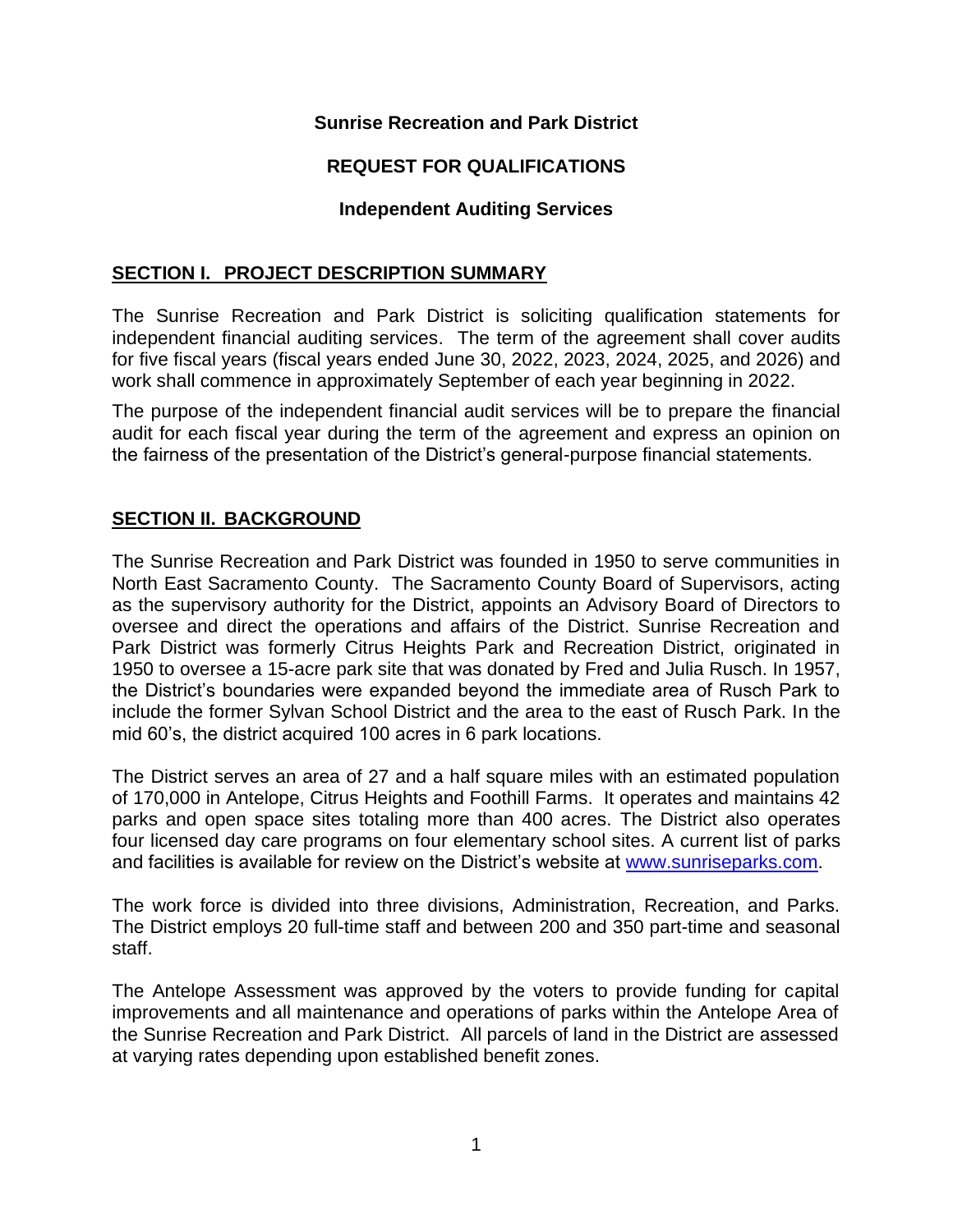**Sunrise Recreation and Park District**

**REQUEST FOR QUALIFICATIONS**

**Independent Auditing Services**

## SECTION I. PROJECT DESCRIPTION SUMMARY

The Sunrise Recreation and Park District is soliciting qualification statements for independent financial auditing services. The term of the agreement shall cover audits for five fiscal years (fiscal years ended June 30, 2022, 2023, 2024, 2025, and 2026) and work shall commence in approximately September of each year beginning in 2022.

The purpose of the independent financial audit services will be to prepare the financial audit for each fiscal year during the term of the agreement and express an opinion on the fairness of the presentation of the District's general-purpose financial statements.

## SECTION II. BACKGROUND

The Sunrise Recreation and Park District was founded in 1950 to serve communities in North East Sacramento County. The Sacramento County Board of Supervisors, acting as the supervisory authority for the District, appoints an Advisory Board of Directors to oversee and direct the operations and affairs of the District. Sunrise Recreation and Park District was formerly Citrus Heights Park and Recreation District, originated in 1950 to oversee a 15-acre park site that was donated by Fred and Julia Rusch. In 1957, the District's boundaries were expanded beyond the immediate area of Rusch Park to include the former Sylvan School District and the area to the east of Rusch Park. In the mid 60's, the district acquired 100 acres in 6 park locations.

The District serves an area of 27 and a half square miles with an estimated population of 170,000 in Antelope, Citrus Heights and Foothill Farms. It operates and maintains 42 parks and open space sites totaling more than 400 acres. The District also operates four licensed day care programs on four elementary school sites. A current list of parks and facilities is available for review on the District's website at [www.sunriseparks.com](http://www.sunriseparks.com).

The work force is divided into three divisions, Administration, Recreation, and Parks. The District employs 20 full-time staff and between 200 and 350 part-time and seasonal staff.

The Antelope Assessment was approved by the voters to provide funding for capital improvements and all maintenance and operations of parks within the Antelope Area of the Sunrise Recreation and Park District. All parcels of land in the District are assessed at varying rates depending upon established benefit zones.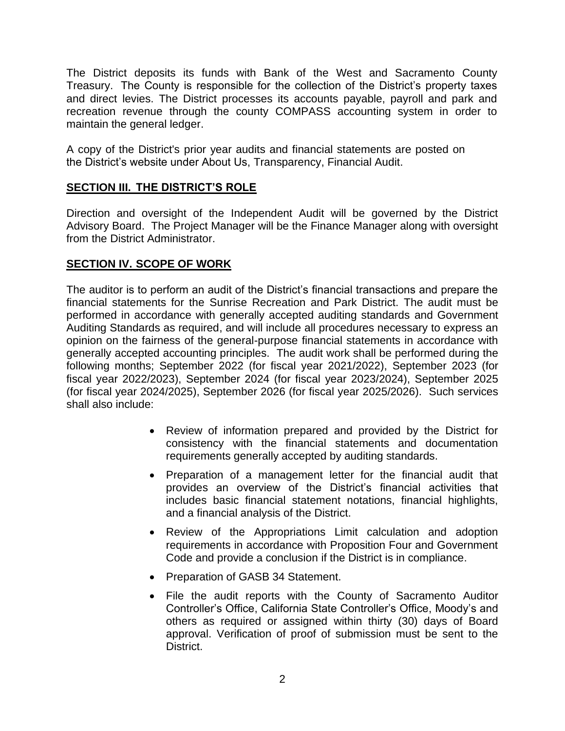The District deposits its funds with Bank of the West and Sacramento County Treasury. The County is responsible for the collection of the District's property taxes and direct levies. The District processes its accounts payable, payroll and park and recreation revenue through the county COMPASS accounting system in order to maintain the general ledger.

A copy of the District's prior year audits and financial statements are posted on the District's website under About Us, Transparency, Financial Audit.

## SECTION III. THE DISTRICT'S ROLE

Direction and oversight of the Independent Audit will be governed by the District Advisory Board. The Project Manager will be the Finance Manager along with oversight from the District Administrator.

## SECTION IV. SCOPE OF WORK

The auditor is to perform an audit of the District's financial transactions and prepare the financial statements for the Sunrise Recreation and Park District. The audit must be performed in accordance with generally accepted auditing standards and Government Auditing Standards as required, and will include all procedures necessary to express an opinion on the fairness of the general-purpose financial statements in accordance with generally accepted accounting principles. The audit work shall be performed during the following months; September 2022 (for fiscal year 2021/2022), September 2023 (for fiscal year 2022/2023), September 2024 (for fiscal year 2023/2024), September 2025 (for fiscal year 2024/2025), September 2026 (for fiscal year 2025/2026). Such services shall also include:

- Review of information prepared and provided by the District for consistency with the financial statements and documentation requirements generally accepted by auditing standards.
- Preparation of a management letter for the financial audit that provides an overview of the District's financial activities that includes basic financial statement notations, financial highlights, and a financial analysis of the District.
- Review of the Appropriations Limit calculation and adoption requirements in accordance with Proposition Four and Government Code and provide a conclusion if the District is in compliance.
- Preparation of GASB 34 Statement.
- File the audit reports with the County of Sacramento Auditor Controller's Office, California State Controller's Office, Moody's and others as required or assigned within thirty (30) days of Board approval. Verification of proof of submission must be sent to the District.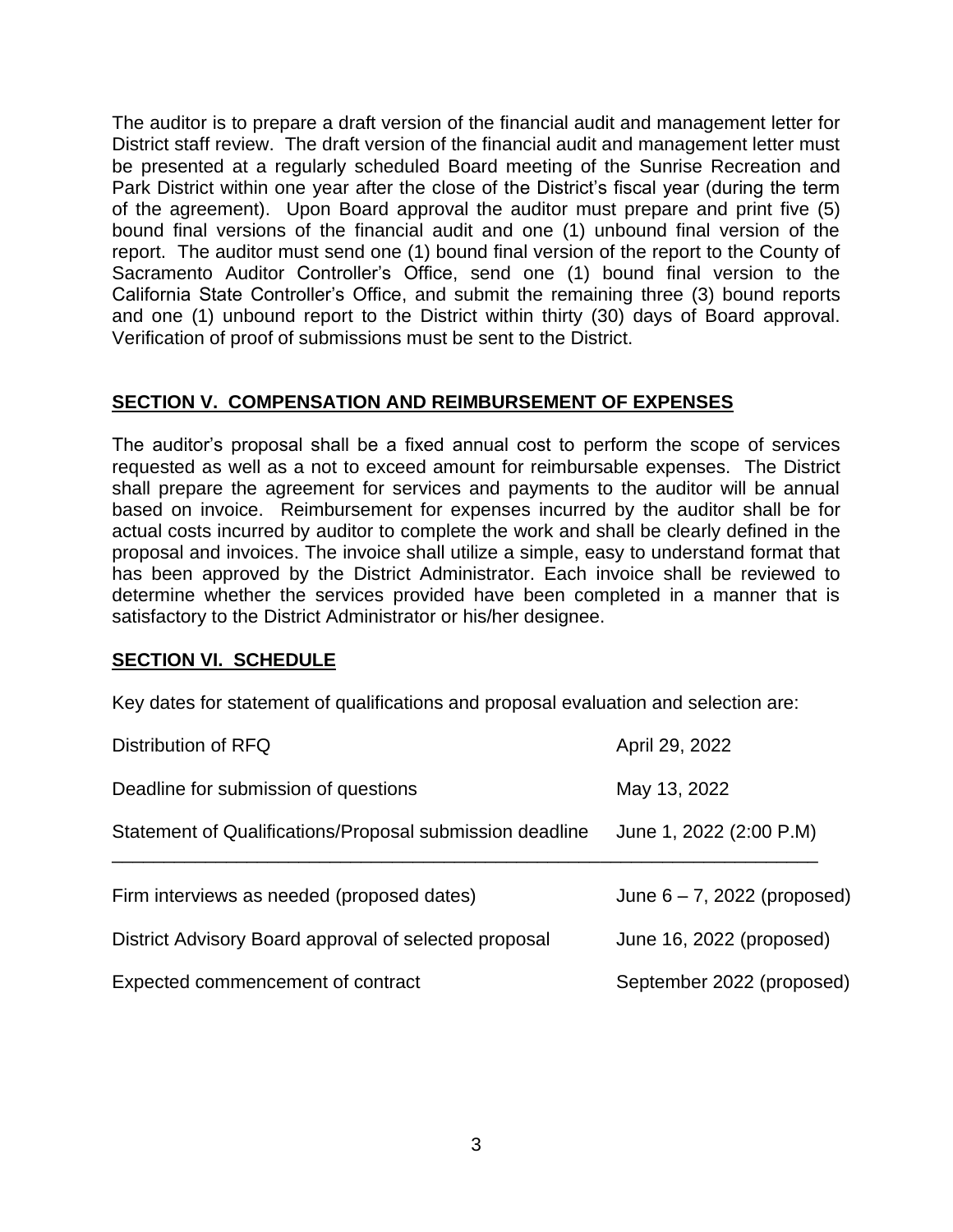The auditor is to prepare a draft version of the financial audit and management letter for District staff review. The draft version of the financial audit and management letter must be presented at a regularly scheduled Board meeting of the Sunrise Recreation and Park District within one year after the close of the District's fiscal year (during the term of the agreement). Upon Board approval the auditor must prepare and print five (5) bound final versions of the financial audit and one (1) unbound final version of the report. The auditor must send one (1) bound final version of the report to the County of Sacramento Auditor Controller's Office, send one (1) bound final version to the California State Controller's Office, and submit the remaining three (3) bound reports and one (1) unbound report to the District within thirty (30) days of Board approval. Verification of proof of submissions must be sent to the District.

## SECTION V. COMPENSATION AND REIMBURSEMENT OF EXPENSES

The auditor's proposal shall be a fixed annual cost to perform the scope of services requested as well as a not to exceed amount for reimbursable expenses. The District shall prepare the agreement for services and payments to the auditor will be annual based on invoice. Reimbursement for expenses incurred by the auditor shall be for actual costs incurred by auditor to complete the work and shall be clearly defined in the proposal and invoices. The invoice shall utilize a simple, easy to understand format that has been approved by the District Administrator. Each invoice shall be reviewed to determine whether the services provided have been completed in a manner that is satisfactory to the District Administrator or his/her designee.

## SECTION VI. SCHEDULE

Key dates for statement of qualifications and proposal evaluation and selection are:

| | |
|---|---|
| Distribution of RFQ | April 29, 2022 |
| Deadline for submission of questions | May 13, 2022 |
| Statement of Qualifications/Proposal submission deadline | June 1, 2022 (2:00 P.M) |
| Firm interviews as needed (proposed dates) | June 6 – 7, 2022 (proposed) |
| District Advisory Board approval of selected proposal | June 16, 2022 (proposed) |
| Expected commencement of contract | September 2022 (proposed) |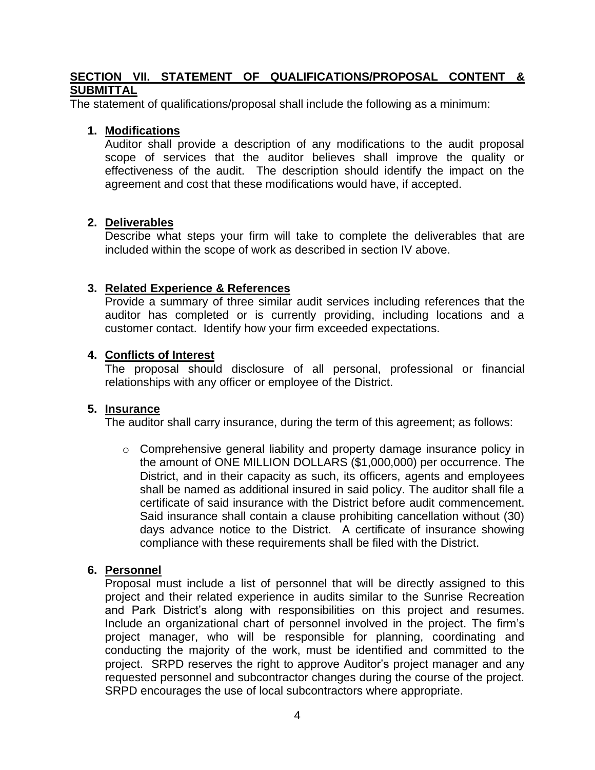## SECTION VII. STATEMENT OF QUALIFICATIONS/PROPOSAL CONTENT & SUBMITTAL

The statement of qualifications/proposal shall include the following as a minimum:

1. **Modifications**
   Auditor shall provide a description of any modifications to the audit proposal scope of services that the auditor believes shall improve the quality or effectiveness of the audit. The description should identify the impact on the agreement and cost that these modifications would have, if accepted.

2. **Deliverables**
   Describe what steps your firm will take to complete the deliverables that are included within the scope of work as described in section IV above.

3. **Related Experience & References**
   Provide a summary of three similar audit services including references that the auditor has completed or is currently providing, including locations and a customer contact. Identify how your firm exceeded expectations.

4. **Conflicts of Interest**
   The proposal should disclosure of all personal, professional or financial relationships with any officer or employee of the District.

5. **Insurance**
   The auditor shall carry insurance, during the term of this agreement; as follows:

   - Comprehensive general liability and property damage insurance policy in the amount of ONE MILLION DOLLARS ($1,000,000) per occurrence. The District, and in their capacity as such, its officers, agents and employees shall be named as additional insured in said policy. The auditor shall file a certificate of said insurance with the District before audit commencement. Said insurance shall contain a clause prohibiting cancellation without (30) days advance notice to the District. A certificate of insurance showing compliance with these requirements shall be filed with the District.

6. **Personnel**
   Proposal must include a list of personnel that will be directly assigned to this project and their related experience in audits similar to the Sunrise Recreation and Park District's along with responsibilities on this project and resumes. Include an organizational chart of personnel involved in the project. The firm's project manager, who will be responsible for planning, coordinating and conducting the majority of the work, must be identified and committed to the project. SRPD reserves the right to approve Auditor's project manager and any requested personnel and subcontractor changes during the course of the project. SRPD encourages the use of local subcontractors where appropriate.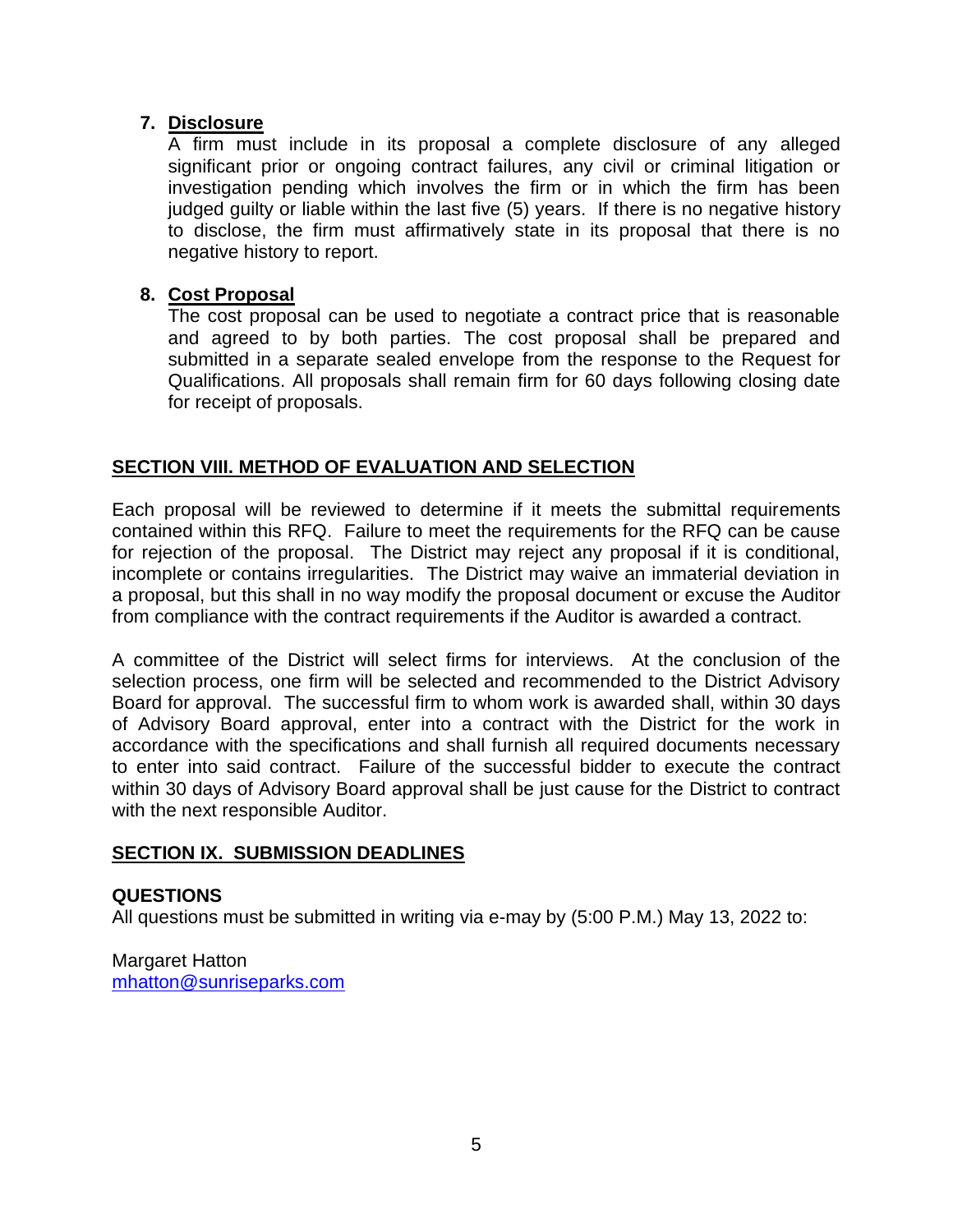7. **Disclosure**
   A firm must include in its proposal a complete disclosure of any alleged significant prior or ongoing contract failures, any civil or criminal litigation or investigation pending which involves the firm or in which the firm has been judged guilty or liable within the last five (5) years. If there is no negative history to disclose, the firm must affirmatively state in its proposal that there is no negative history to report.

8. **Cost Proposal**
   The cost proposal can be used to negotiate a contract price that is reasonable and agreed to by both parties. The cost proposal shall be prepared and submitted in a separate sealed envelope from the response to the Request for Qualifications. All proposals shall remain firm for 60 days following closing date for receipt of proposals.

## SECTION VIII. METHOD OF EVALUATION AND SELECTION

Each proposal will be reviewed to determine if it meets the submittal requirements contained within this RFQ. Failure to meet the requirements for the RFQ can be cause for rejection of the proposal. The District may reject any proposal if it is conditional, incomplete or contains irregularities. The District may waive an immaterial deviation in a proposal, but this shall in no way modify the proposal document or excuse the Auditor from compliance with the contract requirements if the Auditor is awarded a contract.

A committee of the District will select firms for interviews. At the conclusion of the selection process, one firm will be selected and recommended to the District Advisory Board for approval. The successful firm to whom work is awarded shall, within 30 days of Advisory Board approval, enter into a contract with the District for the work in accordance with the specifications and shall furnish all required documents necessary to enter into said contract. Failure of the successful bidder to execute the contract within 30 days of Advisory Board approval shall be just cause for the District to contract with the next responsible Auditor.

## SECTION IX. SUBMISSION DEADLINES

**QUESTIONS**

All questions must be submitted in writing via e-may by (5:00 P.M.) May 13, 2022 to:

Margaret Hatton
mhatton@sunriseparks.com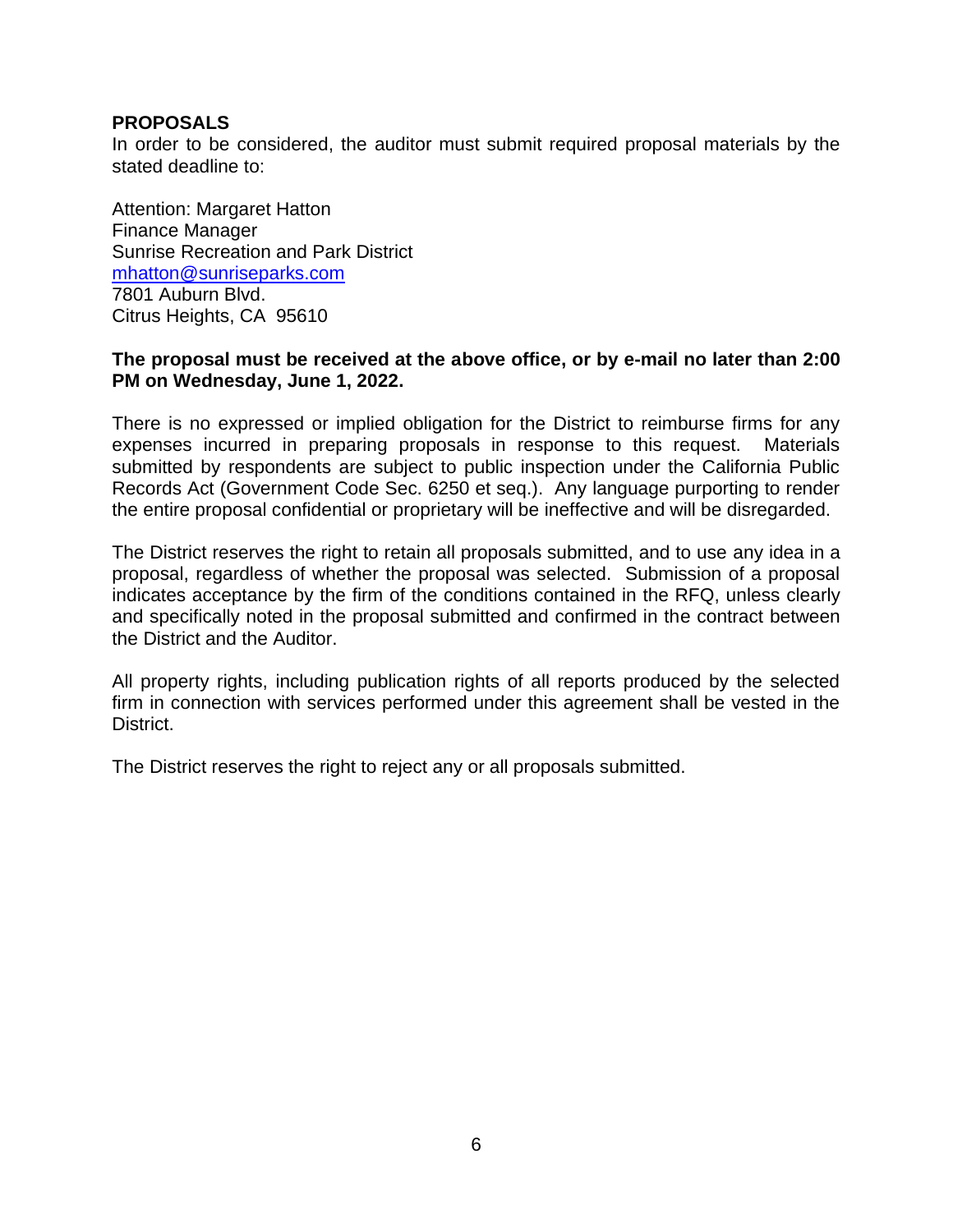## PROPOSALS

In order to be considered, the auditor must submit required proposal materials by the stated deadline to:

Attention: Margaret Hatton
Finance Manager
Sunrise Recreation and Park District
mhatton@sunriseparks.com
7801 Auburn Blvd.
Citrus Heights, CA 95610

**The proposal must be received at the above office, or by e-mail no later than 2:00 PM on Wednesday, June 1, 2022.**

There is no expressed or implied obligation for the District to reimburse firms for any expenses incurred in preparing proposals in response to this request. Materials submitted by respondents are subject to public inspection under the California Public Records Act (Government Code Sec. 6250 et seq.). Any language purporting to render the entire proposal confidential or proprietary will be ineffective and will be disregarded.

The District reserves the right to retain all proposals submitted, and to use any idea in a proposal, regardless of whether the proposal was selected. Submission of a proposal indicates acceptance by the firm of the conditions contained in the RFQ, unless clearly and specifically noted in the proposal submitted and confirmed in the contract between the District and the Auditor.

All property rights, including publication rights of all reports produced by the selected firm in connection with services performed under this agreement shall be vested in the District.

The District reserves the right to reject any or all proposals submitted.